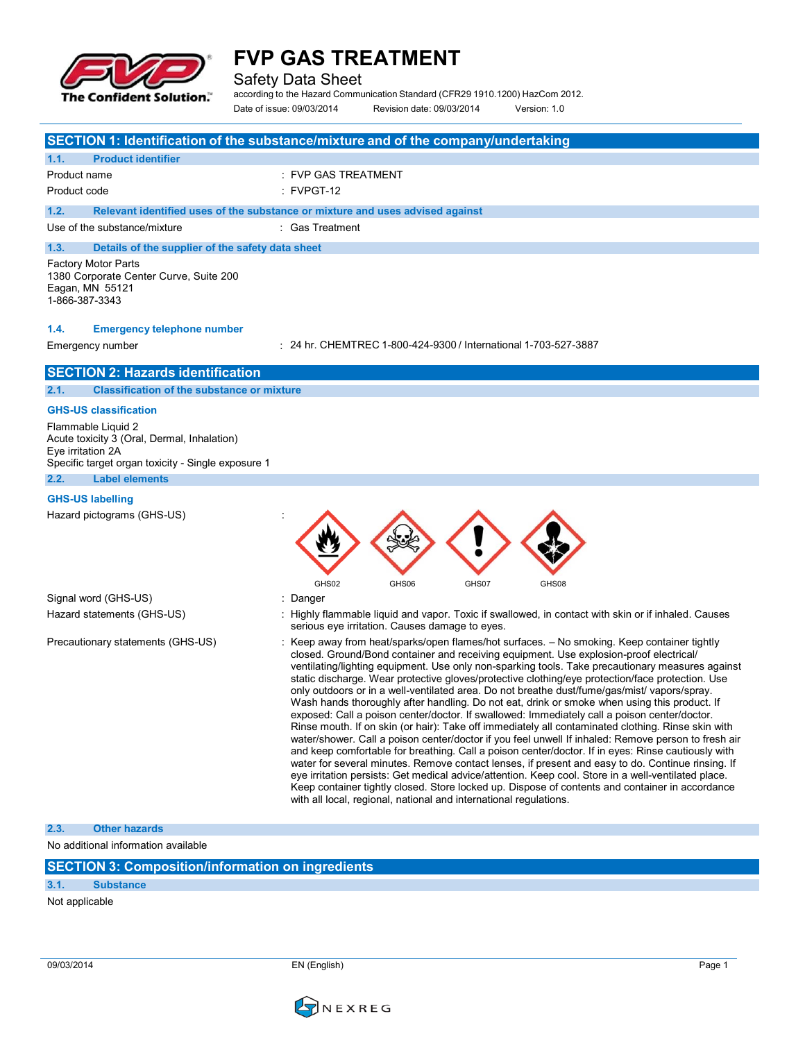# FVP GAS TREATMENT

Safety Data Sheet

according to the Hazard Communication Standard (CFR29 1910.1200) HazCom 2012.

Date of issue: 09/03/2014 Revision date: 09/03/2014 Version: 1.0

## SECTION 1: Identification of the substance/mixture and of the company/undertaking

### 1.1. Product identifier

Product name : FVP GAS TREATMENT

Product code : FVPGT-12

### 1.2. Relevant identified uses of the substance or mixture and uses advised against

Use of the substance/mixture : Gas Treatment

### 1.3. Details of the supplier of the safety data sheet

Factory Motor Parts
1380 Corporate Center Curve, Suite 200
Eagan, MN 55121
1-866-387-3343

### 1.4. Emergency telephone number

Emergency number : 24 hr. CHEMTREC 1-800-424-9300 / International 1-703-527-3887

## SECTION 2: Hazards identification

### 2.1. Classification of the substance or mixture

**GHS-US classification**

Flammable Liquid 2
Acute toxicity 3 (Oral, Dermal, Inhalation)
Eye irritation 2A
Specific target organ toxicity - Single exposure 1

### 2.2. Label elements

**GHS-US labelling**

Hazard pictograms (GHS-US) :

GHS02 GHS06 GHS07 GHS08

Signal word (GHS-US) : Danger

Hazard statements (GHS-US) : Highly flammable liquid and vapor. Toxic if swallowed, in contact with skin or if inhaled. Causes serious eye irritation. Causes damage to eyes.

Precautionary statements (GHS-US) : Keep away from heat/sparks/open flames/hot surfaces. – No smoking. Keep container tightly closed. Ground/Bond container and receiving equipment. Use explosion-proof electrical/ ventilating/lighting equipment. Use only non-sparking tools. Take precautionary measures against static discharge. Wear protective gloves/protective clothing/eye protection/face protection. Use only outdoors or in a well-ventilated area. Do not breathe dust/fume/gas/mist/ vapors/spray. Wash hands thoroughly after handling. Do not eat, drink or smoke when using this product. If exposed: Call a poison center/doctor. If swallowed: Immediately call a poison center/doctor. Rinse mouth. If on skin (or hair): Take off immediately all contaminated clothing. Rinse skin with water/shower. Call a poison center/doctor if you feel unwell If inhaled: Remove person to fresh air and keep comfortable for breathing. Call a poison center/doctor. If in eyes: Rinse cautiously with water for several minutes. Remove contact lenses, if present and easy to do. Continue rinsing. If eye irritation persists: Get medical advice/attention. Keep cool. Store in a well-ventilated place. Keep container tightly closed. Store locked up. Dispose of contents and container in accordance with all local, regional, national and international regulations.

### 2.3. Other hazards

No additional information available

## SECTION 3: Composition/information on ingredients

### 3.1. Substance

Not applicable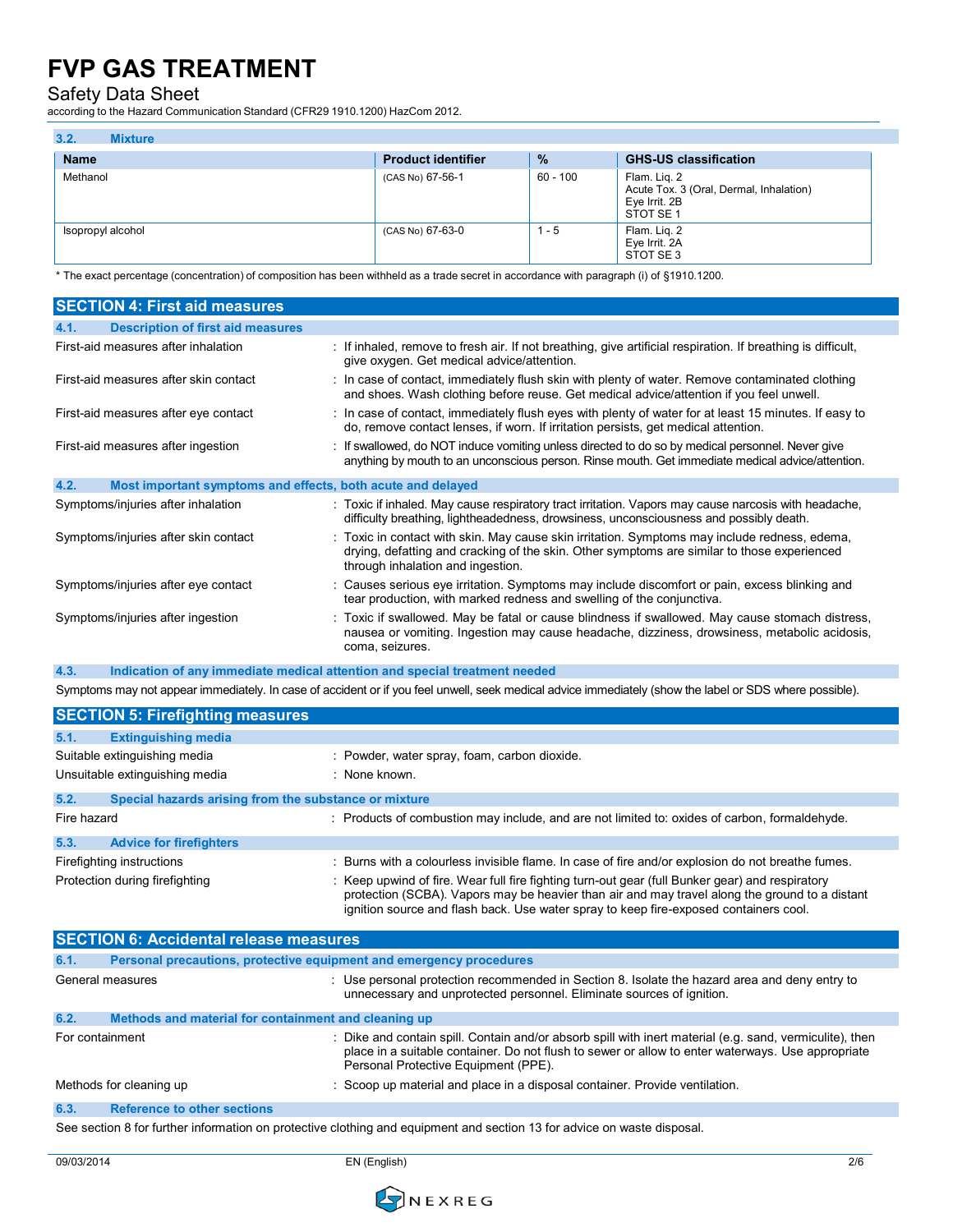### 3.2. Mixture

| Name | Product identifier | % | GHS-US classification |
|---|---|---|---|
| Methanol | (CAS No) 67-56-1 | 60 - 100 | Flam. Liq. 2<br>Acute Tox. 3 (Oral, Dermal, Inhalation)<br>Eye Irrit. 2B<br>STOT SE 1 |
| Isopropyl alcohol | (CAS No) 67-63-0 | 1 - 5 | Flam. Liq. 2<br>Eye Irrit. 2A<br>STOT SE 3 |

\* The exact percentage (concentration) of composition has been withheld as a trade secret in accordance with paragraph (i) of §1910.1200.

## SECTION 4: First aid measures

### 4.1. Description of first aid measures

First-aid measures after inhalation : If inhaled, remove to fresh air. If not breathing, give artificial respiration. If breathing is difficult, give oxygen. Get medical advice/attention.

First-aid measures after skin contact : In case of contact, immediately flush skin with plenty of water. Remove contaminated clothing and shoes. Wash clothing before reuse. Get medical advice/attention if you feel unwell.

First-aid measures after eye contact : In case of contact, immediately flush eyes with plenty of water for at least 15 minutes. If easy to do, remove contact lenses, if worn. If irritation persists, get medical attention.

First-aid measures after ingestion : If swallowed, do NOT induce vomiting unless directed to do so by medical personnel. Never give anything by mouth to an unconscious person. Rinse mouth. Get immediate medical advice/attention.

### 4.2. Most important symptoms and effects, both acute and delayed

Symptoms/injuries after inhalation : Toxic if inhaled. May cause respiratory tract irritation. Vapors may cause narcosis with headache, difficulty breathing, lightheadedness, drowsiness, unconsciousness and possibly death.

Symptoms/injuries after skin contact : Toxic in contact with skin. May cause skin irritation. Symptoms may include redness, edema, drying, defatting and cracking of the skin. Other symptoms are similar to those experienced through inhalation and ingestion.

Symptoms/injuries after eye contact : Causes serious eye irritation. Symptoms may include discomfort or pain, excess blinking and tear production, with marked redness and swelling of the conjunctiva.

Symptoms/injuries after ingestion : Toxic if swallowed. May be fatal or cause blindness if swallowed. May cause stomach distress, nausea or vomiting. Ingestion may cause headache, dizziness, drowsiness, metabolic acidosis, coma, seizures.

### 4.3. Indication of any immediate medical attention and special treatment needed

Symptoms may not appear immediately. In case of accident or if you feel unwell, seek medical advice immediately (show the label or SDS where possible).

## SECTION 5: Firefighting measures

### 5.1. Extinguishing media

Suitable extinguishing media : Powder, water spray, foam, carbon dioxide.

Unsuitable extinguishing media : None known.

### 5.2. Special hazards arising from the substance or mixture

Fire hazard : Products of combustion may include, and are not limited to: oxides of carbon, formaldehyde.

### 5.3. Advice for firefighters

Firefighting instructions : Burns with a colourless invisible flame. In case of fire and/or explosion do not breathe fumes.

Protection during firefighting : Keep upwind of fire. Wear full fire fighting turn-out gear (full Bunker gear) and respiratory protection (SCBA). Vapors may be heavier than air and may travel along the ground to a distant ignition source and flash back. Use water spray to keep fire-exposed containers cool.

## SECTION 6: Accidental release measures

### 6.1. Personal precautions, protective equipment and emergency procedures

General measures : Use personal protection recommended in Section 8. Isolate the hazard area and deny entry to unnecessary and unprotected personnel. Eliminate sources of ignition.

### 6.2. Methods and material for containment and cleaning up

For containment : Dike and contain spill. Contain and/or absorb spill with inert material (e.g. sand, vermiculite), then place in a suitable container. Do not flush to sewer or allow to enter waterways. Use appropriate Personal Protective Equipment (PPE).

Methods for cleaning up : Scoop up material and place in a disposal container. Provide ventilation.

### 6.3. Reference to other sections

See section 8 for further information on protective clothing and equipment and section 13 for advice on waste disposal.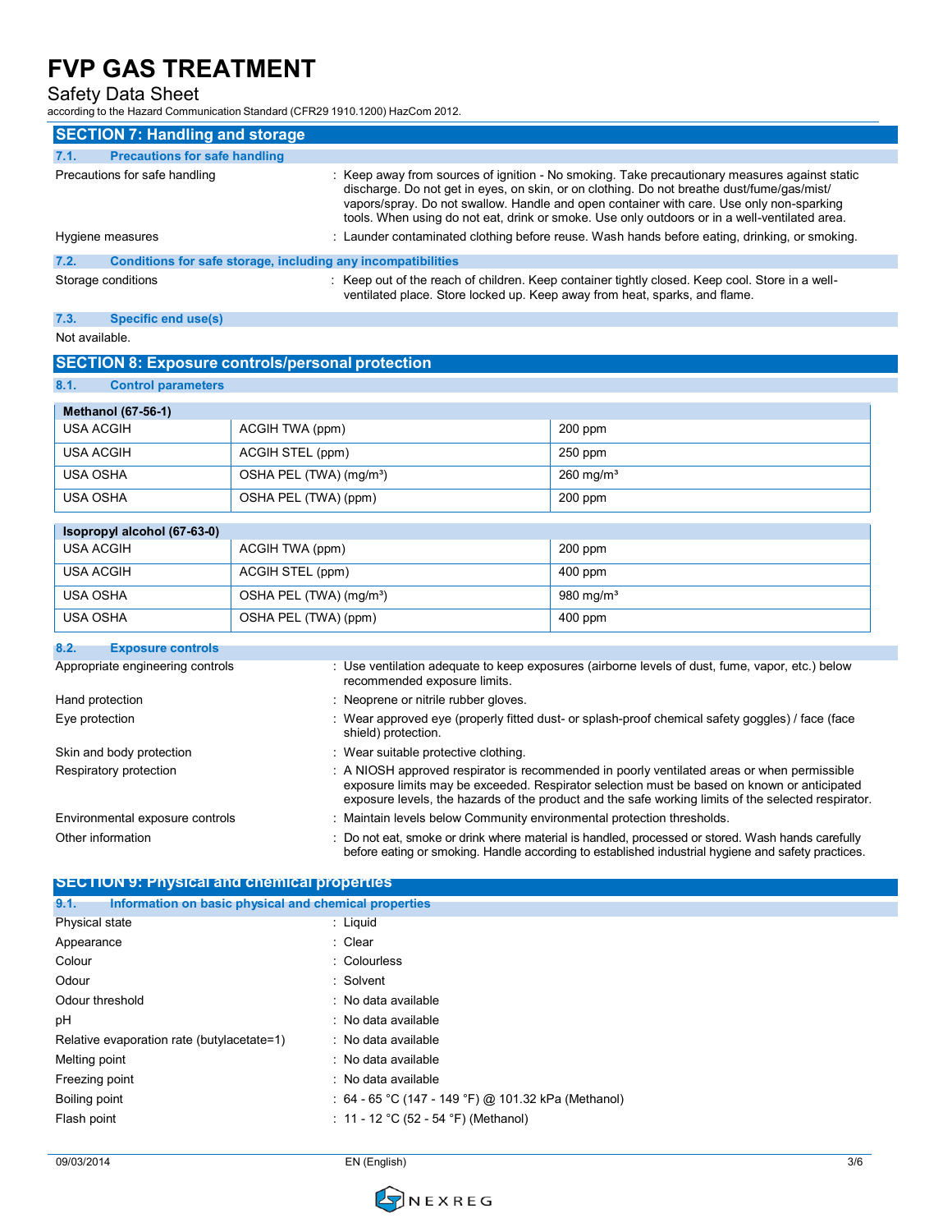## SECTION 7: Handling and storage

### 7.1. Precautions for safe handling

Precautions for safe handling : Keep away from sources of ignition - No smoking. Take precautionary measures against static discharge. Do not get in eyes, on skin, or on clothing. Do not breathe dust/fume/gas/mist/vapors/spray. Do not swallow. Handle and open container with care. Use only non-sparking tools. When using do not eat, drink or smoke. Use only outdoors or in a well-ventilated area.

Hygiene measures : Launder contaminated clothing before reuse. Wash hands before eating, drinking, or smoking.

### 7.2. Conditions for safe storage, including any incompatibilities

Storage conditions : Keep out of the reach of children. Keep container tightly closed. Keep cool. Store in a well-ventilated place. Store locked up. Keep away from heat, sparks, and flame.

### 7.3. Specific end use(s)

Not available.

## SECTION 8: Exposure controls/personal protection

### 8.1. Control parameters

| Methanol (67-56-1) | | |
|---|---|---|
| USA ACGIH | ACGIH TWA (ppm) | 200 ppm |
| USA ACGIH | ACGIH STEL (ppm) | 250 ppm |
| USA OSHA | OSHA PEL (TWA) (mg/m³) | 260 mg/m³ |
| USA OSHA | OSHA PEL (TWA) (ppm) | 200 ppm |

| Isopropyl alcohol (67-63-0) | | |
|---|---|---|
| USA ACGIH | ACGIH TWA (ppm) | 200 ppm |
| USA ACGIH | ACGIH STEL (ppm) | 400 ppm |
| USA OSHA | OSHA PEL (TWA) (mg/m³) | 980 mg/m³ |
| USA OSHA | OSHA PEL (TWA) (ppm) | 400 ppm |

### 8.2. Exposure controls

Appropriate engineering controls : Use ventilation adequate to keep exposures (airborne levels of dust, fume, vapor, etc.) below recommended exposure limits.

Hand protection : Neoprene or nitrile rubber gloves.

Eye protection : Wear approved eye (properly fitted dust- or splash-proof chemical safety goggles) / face (face shield) protection.

Skin and body protection : Wear suitable protective clothing.

Respiratory protection : A NIOSH approved respirator is recommended in poorly ventilated areas or when permissible exposure limits may be exceeded. Respirator selection must be based on known or anticipated exposure levels, the hazards of the product and the safe working limits of the selected respirator.

Environmental exposure controls : Maintain levels below Community environmental protection thresholds.

Other information : Do not eat, smoke or drink where material is handled, processed or stored. Wash hands carefully before eating or smoking. Handle according to established industrial hygiene and safety practices.

## SECTION 9: Physical and chemical properties

### 9.1. Information on basic physical and chemical properties

Physical state : Liquid

Appearance : Clear

Colour : Colourless

Odour : Solvent

Odour threshold : No data available

pH : No data available

Relative evaporation rate (butylacetate=1) : No data available

Melting point : No data available

Freezing point : No data available

Boiling point : 64 - 65 °C (147 - 149 °F) @ 101.32 kPa (Methanol)

Flash point : 11 - 12 °C (52 - 54 °F) (Methanol)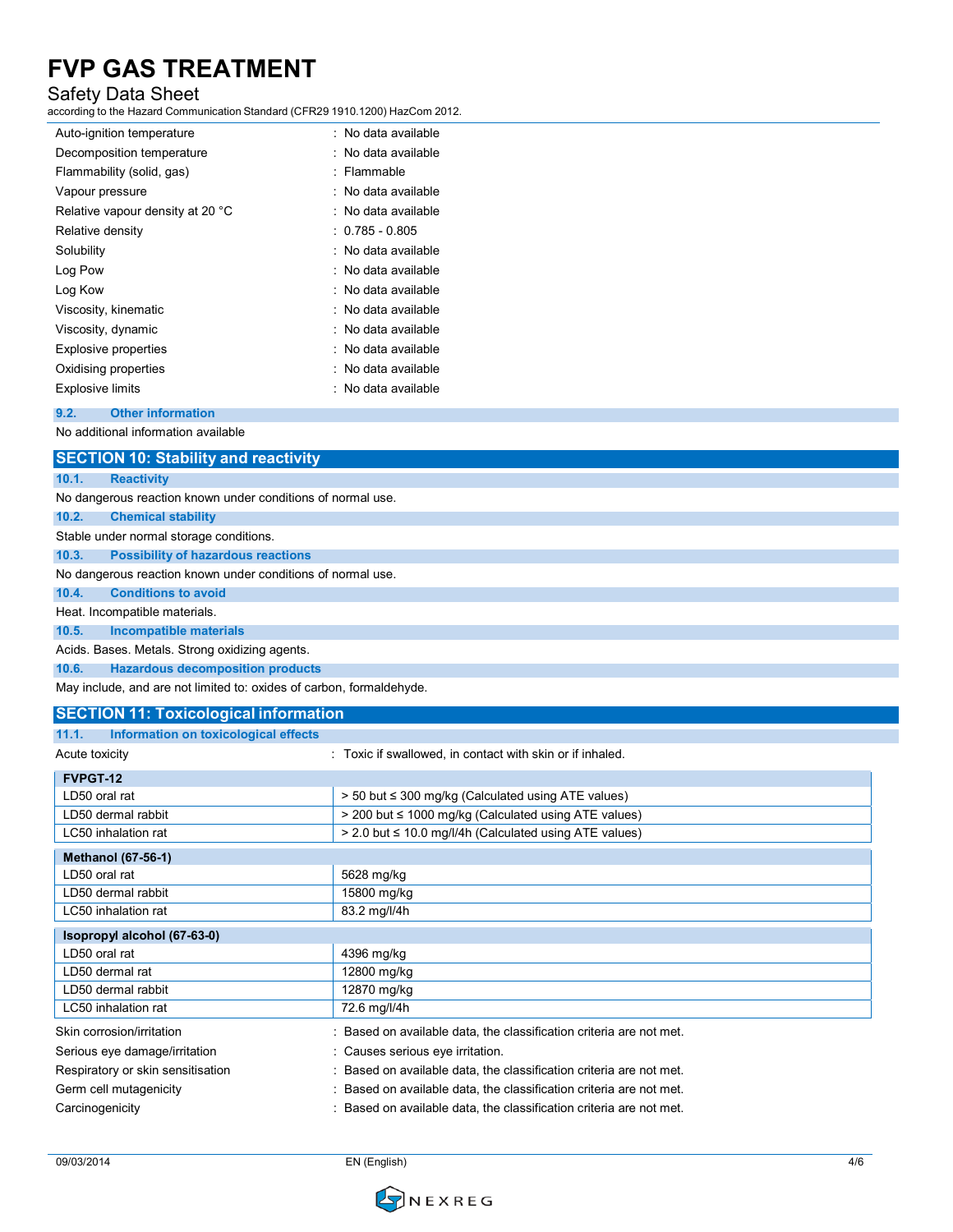| | |
|---|---|
| Auto-ignition temperature | : No data available |
| Decomposition temperature | : No data available |
| Flammability (solid, gas) | : Flammable |
| Vapour pressure | : No data available |
| Relative vapour density at 20 °C | : No data available |
| Relative density | : 0.785 - 0.805 |
| Solubility | : No data available |
| Log Pow | : No data available |
| Log Kow | : No data available |
| Viscosity, kinematic | : No data available |
| Viscosity, dynamic | : No data available |
| Explosive properties | : No data available |
| Oxidising properties | : No data available |
| Explosive limits | : No data available |

### 9.2. Other information

No additional information available

## SECTION 10: Stability and reactivity

### 10.1. Reactivity

No dangerous reaction known under conditions of normal use.

### 10.2. Chemical stability

Stable under normal storage conditions.

### 10.3. Possibility of hazardous reactions

No dangerous reaction known under conditions of normal use.

### 10.4. Conditions to avoid

Heat. Incompatible materials.

### 10.5. Incompatible materials

Acids. Bases. Metals. Strong oxidizing agents.

### 10.6. Hazardous decomposition products

May include, and are not limited to: oxides of carbon, formaldehyde.

## SECTION 11: Toxicological information

### 11.1. Information on toxicological effects

Acute toxicity : Toxic if swallowed, in contact with skin or if inhaled.

| **FVPGT-12** | |
|---|---|
| LD50 oral rat | > 50 but ≤ 300 mg/kg (Calculated using ATE values) |
| LD50 dermal rabbit | > 200 but ≤ 1000 mg/kg (Calculated using ATE values) |
| LC50 inhalation rat | > 2.0 but ≤ 10.0 mg/l/4h (Calculated using ATE values) |

| **Methanol (67-56-1)** | |
|---|---|
| LD50 oral rat | 5628 mg/kg |
| LD50 dermal rabbit | 15800 mg/kg |
| LC50 inhalation rat | 83.2 mg/l/4h |

| **Isopropyl alcohol (67-63-0)** | |
|---|---|
| LD50 oral rat | 4396 mg/kg |
| LD50 dermal rat | 12800 mg/kg |
| LD50 dermal rabbit | 12870 mg/kg |
| LC50 inhalation rat | 72.6 mg/l/4h |

| | |
|---|---|
| Skin corrosion/irritation | : Based on available data, the classification criteria are not met. |
| Serious eye damage/irritation | : Causes serious eye irritation. |
| Respiratory or skin sensitisation | : Based on available data, the classification criteria are not met. |
| Germ cell mutagenicity | : Based on available data, the classification criteria are not met. |
| Carcinogenicity | : Based on available data, the classification criteria are not met. |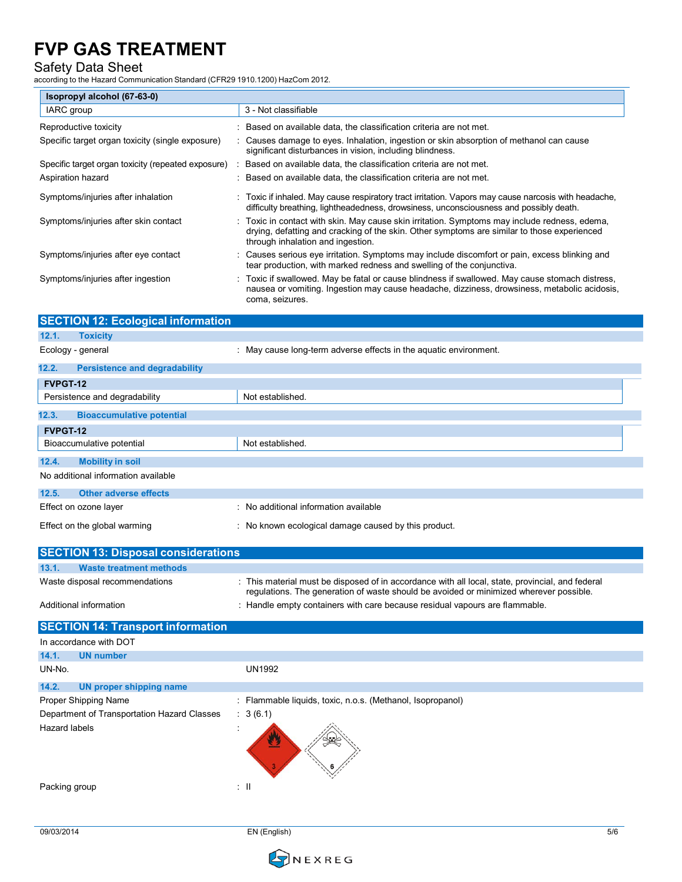| Isopropyl alcohol (67-63-0) | |
|---|---|
| IARC group | 3 - Not classifiable |

Reproductive toxicity : Based on available data, the classification criteria are not met.

Specific target organ toxicity (single exposure) : Causes damage to eyes. Inhalation, ingestion or skin absorption of methanol can cause significant disturbances in vision, including blindness.

Specific target organ toxicity (repeated exposure) : Based on available data, the classification criteria are not met.

Aspiration hazard : Based on available data, the classification criteria are not met.

Symptoms/injuries after inhalation : Toxic if inhaled. May cause respiratory tract irritation. Vapors may cause narcosis with headache, difficulty breathing, lightheadedness, drowsiness, unconsciousness and possibly death.

Symptoms/injuries after skin contact : Toxic in contact with skin. May cause skin irritation. Symptoms may include redness, edema, drying, defatting and cracking of the skin. Other symptoms are similar to those experienced through inhalation and ingestion.

Symptoms/injuries after eye contact : Causes serious eye irritation. Symptoms may include discomfort or pain, excess blinking and tear production, with marked redness and swelling of the conjunctiva.

Symptoms/injuries after ingestion : Toxic if swallowed. May be fatal or cause blindness if swallowed. May cause stomach distress, nausea or vomiting. Ingestion may cause headache, dizziness, drowsiness, metabolic acidosis, coma, seizures.

## SECTION 12: Ecological information

### 12.1. Toxicity

Ecology - general : May cause long-term adverse effects in the aquatic environment.

### 12.2. Persistence and degradability

| FVPGT-12 | |
|---|---|
| Persistence and degradability | Not established. |

### 12.3. Bioaccumulative potential

| FVPGT-12 | |
|---|---|
| Bioaccumulative potential | Not established. |

### 12.4. Mobility in soil

No additional information available

### 12.5. Other adverse effects

Effect on ozone layer : No additional information available

Effect on the global warming : No known ecological damage caused by this product.

## SECTION 13: Disposal considerations

### 13.1. Waste treatment methods

Waste disposal recommendations : This material must be disposed of in accordance with all local, state, provincial, and federal regulations. The generation of waste should be avoided or minimized wherever possible.

Additional information : Handle empty containers with care because residual vapours are flammable.

## SECTION 14: Transport information

In accordance with DOT

### 14.1. UN number

UN-No. UN1992

### 14.2. UN proper shipping name

Proper Shipping Name : Flammable liquids, toxic, n.o.s. (Methanol, Isopropanol)

Department of Transportation Hazard Classes : 3 (6.1)

Hazard labels :

Packing group : II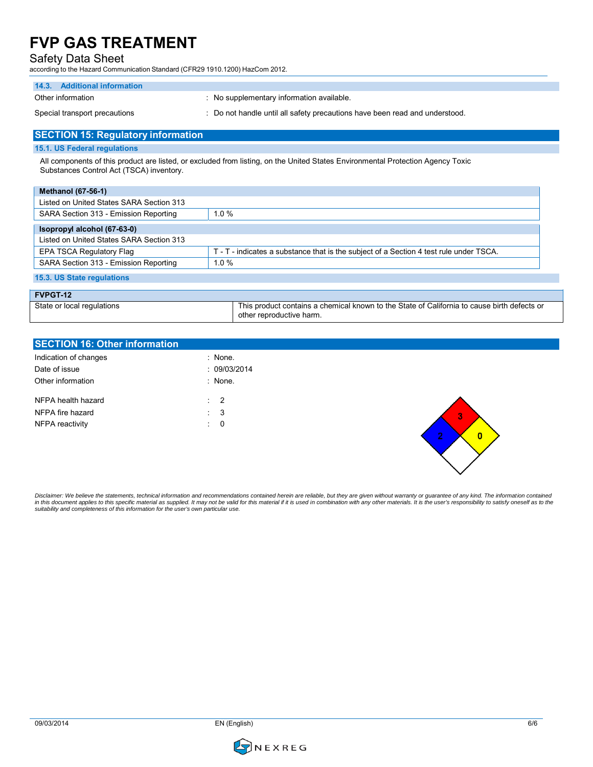### 14.3. Additional information

Other information : No supplementary information available.

Special transport precautions : Do not handle until all safety precautions have been read and understood.

## SECTION 15: Regulatory information

### 15.1. US Federal regulations

All components of this product are listed, or excluded from listing, on the United States Environmental Protection Agency Toxic Substances Control Act (TSCA) inventory.

| **Methanol (67-56-1)** | |
|---|---|
| Listed on United States SARA Section 313 | |
| SARA Section 313 - Emission Reporting | 1.0 % |

| **Isopropyl alcohol (67-63-0)** | |
|---|---|
| Listed on United States SARA Section 313 | |
| EPA TSCA Regulatory Flag | T - T - indicates a substance that is the subject of a Section 4 test rule under TSCA. |
| SARA Section 313 - Emission Reporting | 1.0 % |

### 15.3. US State regulations

| **FVPGT-12** | |
|---|---|
| State or local regulations | This product contains a chemical known to the State of California to cause birth defects or other reproductive harm. |

## SECTION 16: Other information

Indication of changes : None.

Date of issue : 09/03/2014

Other information : None.

NFPA health hazard : 2

NFPA fire hazard : 3

NFPA reactivity : 0

*Disclaimer: We believe the statements, technical information and recommendations contained herein are reliable, but they are given without warranty or guarantee of any kind. The information contained in this document applies to this specific material as supplied. It may not be valid for this material if it is used in combination with any other materials. It is the user's responsibility to satisfy oneself as to the suitability and completeness of this information for the user's own particular use.*